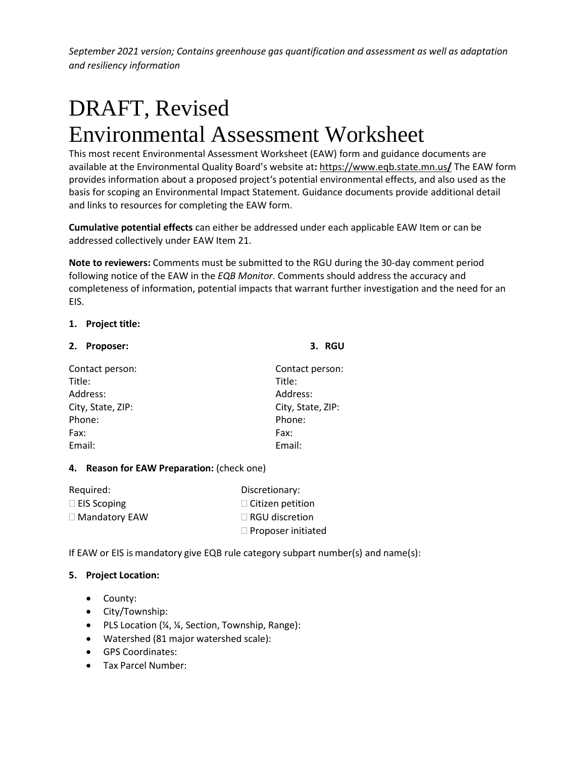*September 2021 version; Contains greenhouse gas quantification and assessment as well as adaptation and resiliency information*

# DRAFT, Revised Environmental Assessment Worksheet

This most recent Environmental Assessment Worksheet (EAW) form and guidance documents are available at the Environmental Quality Board's website at**:** https://www.eqb.state.mn.us**/** The EAW form provides information about a proposed project's potential environmental effects, and also used as the basis for scoping an Environmental Impact Statement. Guidance documents provide additional detail and links to resources for completing the EAW form.

**Cumulative potential effects** can either be addressed under each applicable EAW Item or can be addressed collectively under EAW Item 21.

**Note to reviewers:** Comments must be submitted to the RGU during the 30-day comment period following notice of the EAW in the *EQB Monitor*. Comments should address the accuracy and completeness of information, potential impacts that warrant further investigation and the need for an EIS.

**1. Project title:**

**2. Proposer:**

Contact person:
Title:
Address:
City, State, ZIP:
Phone:
Fax:
Email:

**3. RGU**

Contact person:
Title:
Address:
City, State, ZIP:
Phone:
Fax:
Email:

**4. Reason for EAW Preparation:** (check one)

Required:
- ☐ EIS Scoping
- ☐ Mandatory EAW

Discretionary:
- ☐ Citizen petition
- ☐ RGU discretion
- ☐ Proposer initiated

If EAW or EIS is mandatory give EQB rule category subpart number(s) and name(s):

**5. Project Location:**

- County:
- City/Township:
- PLS Location (¼, ¼, Section, Township, Range):
- Watershed (81 major watershed scale):
- GPS Coordinates:
- Tax Parcel Number: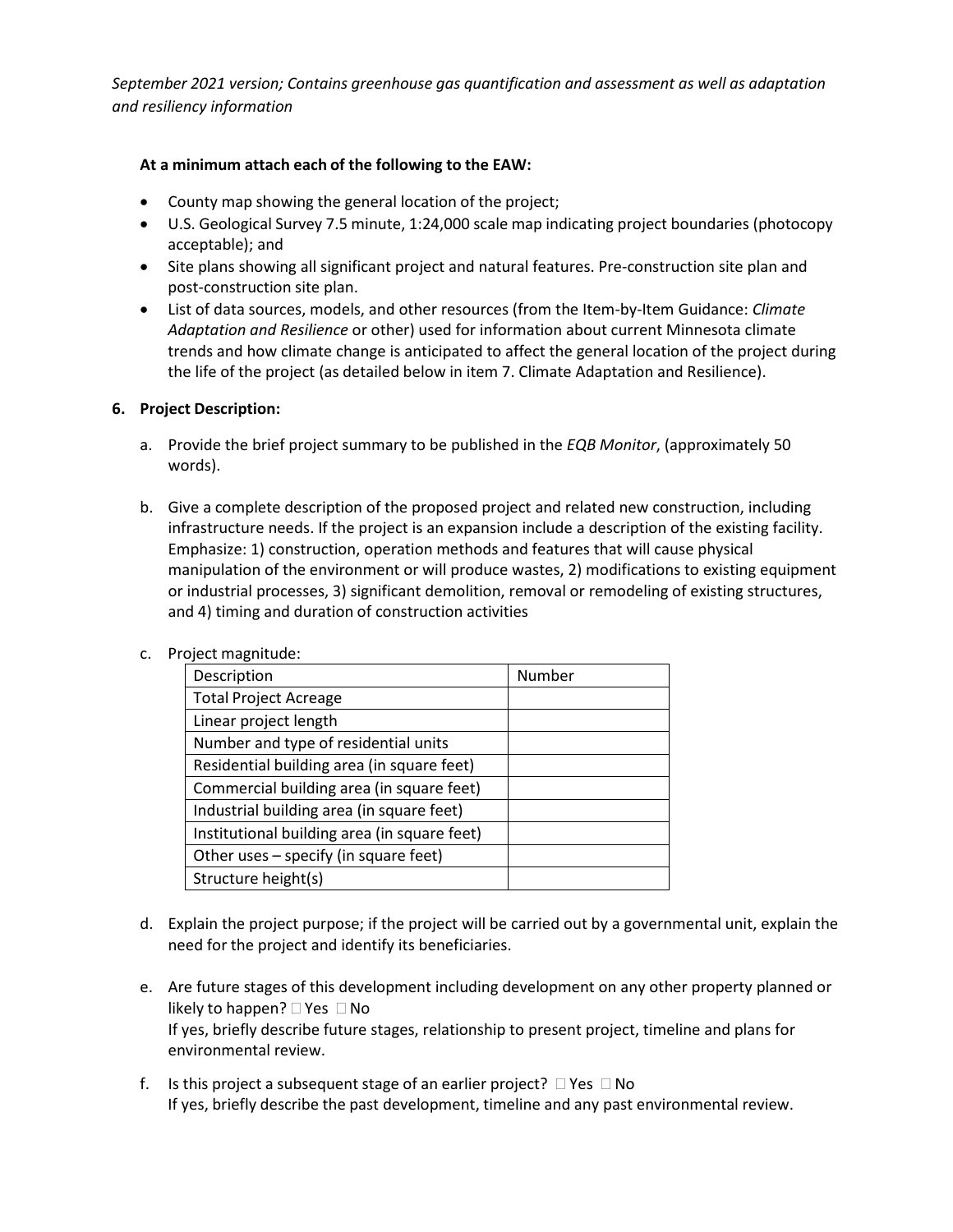*September 2021 version; Contains greenhouse gas quantification and assessment as well as adaptation and resiliency information*

**At a minimum attach each of the following to the EAW:**

- County map showing the general location of the project;
- U.S. Geological Survey 7.5 minute, 1:24,000 scale map indicating project boundaries (photocopy acceptable); and
- Site plans showing all significant project and natural features. Pre-construction site plan and post-construction site plan.
- List of data sources, models, and other resources (from the Item-by-Item Guidance: *Climate Adaptation and Resilience* or other) used for information about current Minnesota climate trends and how climate change is anticipated to affect the general location of the project during the life of the project (as detailed below in item 7. Climate Adaptation and Resilience).

**6. Project Description:**

a. Provide the brief project summary to be published in the *EQB Monitor*, (approximately 50 words).

b. Give a complete description of the proposed project and related new construction, including infrastructure needs. If the project is an expansion include a description of the existing facility. Emphasize: 1) construction, operation methods and features that will cause physical manipulation of the environment or will produce wastes, 2) modifications to existing equipment or industrial processes, 3) significant demolition, removal or remodeling of existing structures, and 4) timing and duration of construction activities

c. Project magnitude:

| Description | Number |
| --- | --- |
| Total Project Acreage | |
| Linear project length | |
| Number and type of residential units | |
| Residential building area (in square feet) | |
| Commercial building area (in square feet) | |
| Industrial building area (in square feet) | |
| Institutional building area (in square feet) | |
| Other uses – specify (in square feet) | |
| Structure height(s) | |

d. Explain the project purpose; if the project will be carried out by a governmental unit, explain the need for the project and identify its beneficiaries.

e. Are future stages of this development including development on any other property planned or likely to happen? ☐ Yes ☐ No
If yes, briefly describe future stages, relationship to present project, timeline and plans for environmental review.

f. Is this project a subsequent stage of an earlier project? ☐ Yes ☐ No
If yes, briefly describe the past development, timeline and any past environmental review.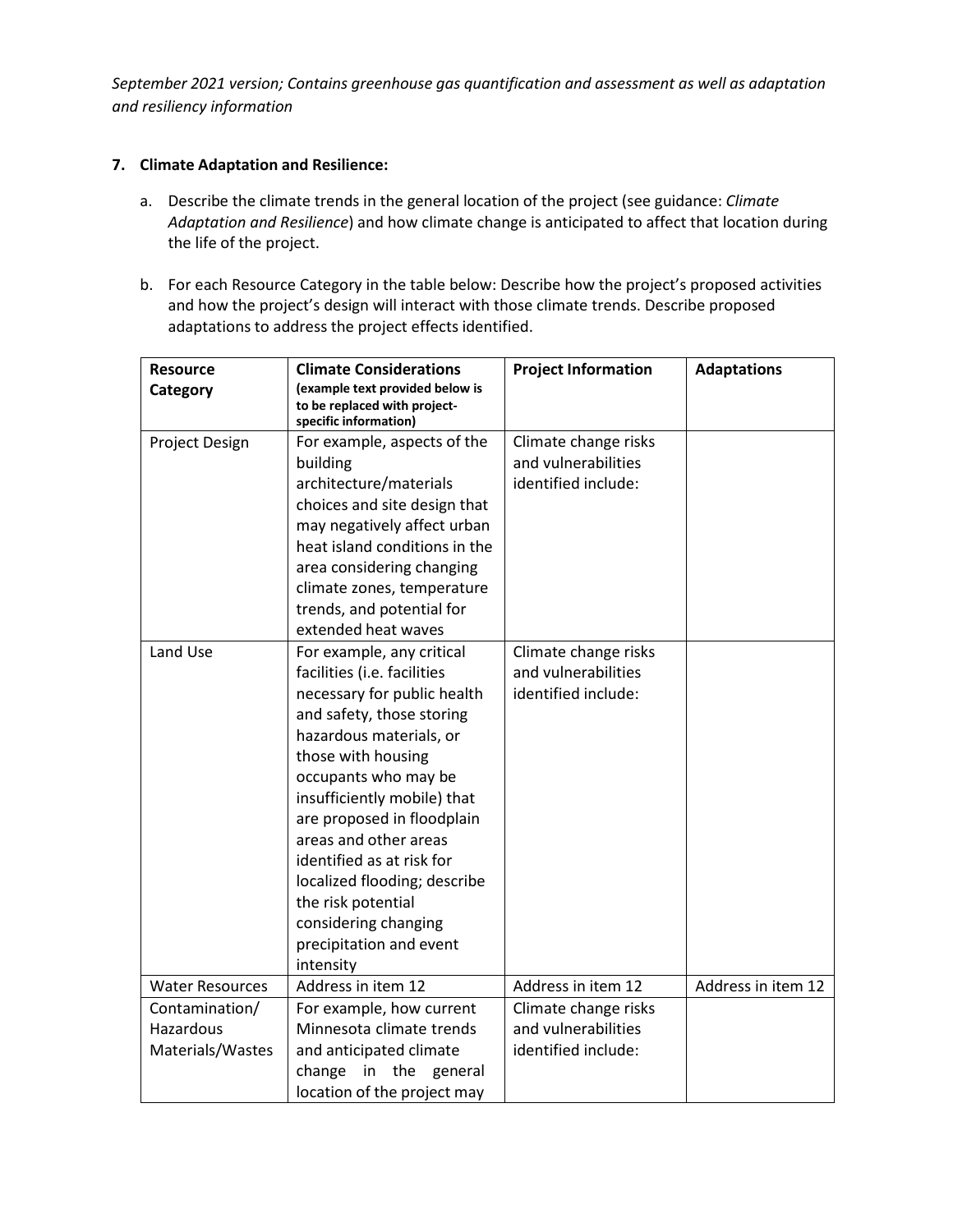*September 2021 version; Contains greenhouse gas quantification and assessment as well as adaptation and resiliency information*

**7. Climate Adaptation and Resilience:**

a. Describe the climate trends in the general location of the project (see guidance: *Climate Adaptation and Resilience*) and how climate change is anticipated to affect that location during the life of the project.

b. For each Resource Category in the table below: Describe how the project's proposed activities and how the project's design will interact with those climate trends. Describe proposed adaptations to address the project effects identified.

| **Resource Category** | **Climate Considerations** **(example text provided below is to be replaced with project-specific information)** | **Project Information** | **Adaptations** |
|---|---|---|---|
| Project Design | For example, aspects of the building architecture/materials choices and site design that may negatively affect urban heat island conditions in the area considering changing climate zones, temperature trends, and potential for extended heat waves | Climate change risks and vulnerabilities identified include: | |
| Land Use | For example, any critical facilities (i.e. facilities necessary for public health and safety, those storing hazardous materials, or those with housing occupants who may be insufficiently mobile) that are proposed in floodplain areas and other areas identified as at risk for localized flooding; describe the risk potential considering changing precipitation and event intensity | Climate change risks and vulnerabilities identified include: | |
| Water Resources | Address in item 12 | Address in item 12 | Address in item 12 |
| Contamination/ Hazardous Materials/Wastes | For example, how current Minnesota climate trends and anticipated climate change in the general location of the project may | Climate change risks and vulnerabilities identified include: | |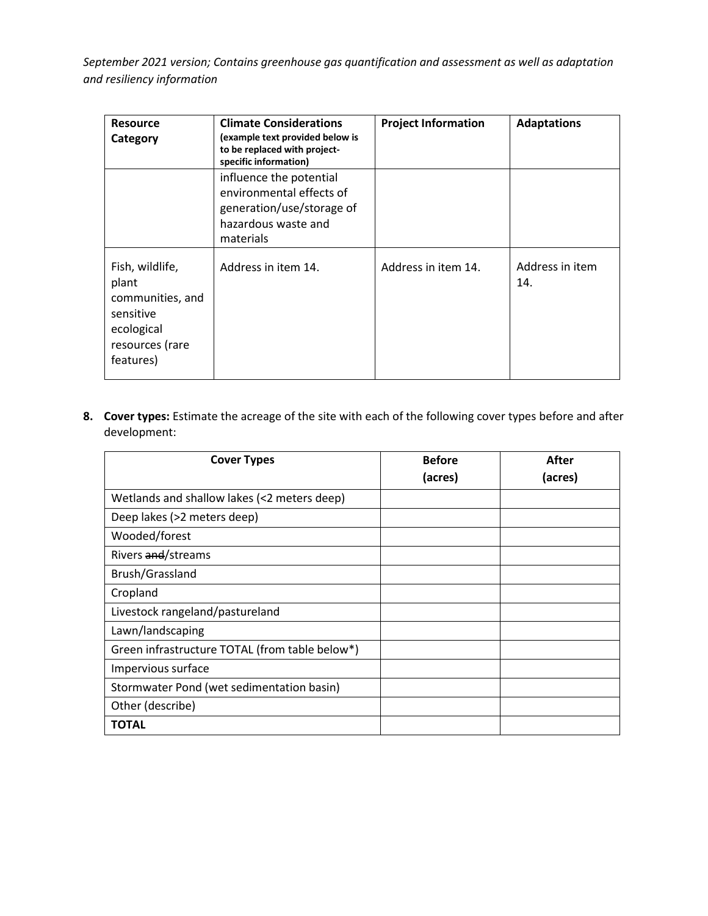| Resource Category | Climate Considerations (example text provided below is to be replaced with project-specific information) | Project Information | Adaptations |
|---|---|---|---|
| | influence the potential environmental effects of generation/use/storage of hazardous waste and materials | | |
| Fish, wildlife, plant communities, and sensitive ecological resources (rare features) | Address in item 14. | Address in item 14. | Address in item 14. |

8. **Cover types:** Estimate the acreage of the site with each of the following cover types before and after development:

| Cover Types | Before (acres) | After (acres) |
|---|---|---|
| Wetlands and shallow lakes (<2 meters deep) | | |
| Deep lakes (>2 meters deep) | | |
| Wooded/forest | | |
| Rivers ~~and~~/streams | | |
| Brush/Grassland | | |
| Cropland | | |
| Livestock rangeland/pastureland | | |
| Lawn/landscaping | | |
| Green infrastructure TOTAL (from table below*) | | |
| Impervious surface | | |
| Stormwater Pond (wet sedimentation basin) | | |
| Other (describe) | | |
| **TOTAL** | | |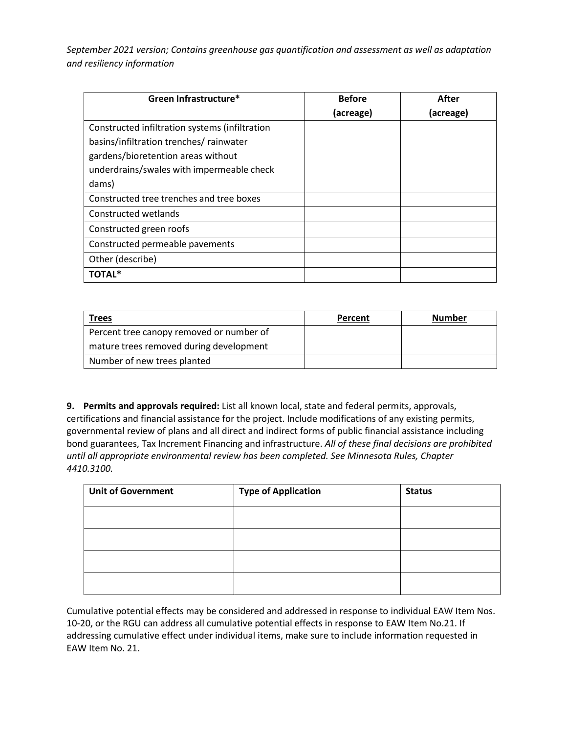*September 2021 version; Contains greenhouse gas quantification and assessment as well as adaptation and resiliency information*

| Green Infrastructure* | Before (acreage) | After (acreage) |
|---|---|---|
| Constructed infiltration systems (infiltration basins/infiltration trenches/ rainwater gardens/bioretention areas without underdrains/swales with impermeable check dams) | | |
| Constructed tree trenches and tree boxes | | |
| Constructed wetlands | | |
| Constructed green roofs | | |
| Constructed permeable pavements | | |
| Other (describe) | | |
| **TOTAL*** | | |

| Trees | Percent | Number |
|---|---|---|
| Percent tree canopy removed or number of mature trees removed during development | | |
| Number of new trees planted | | |

**9. Permits and approvals required:** List all known local, state and federal permits, approvals, certifications and financial assistance for the project. Include modifications of any existing permits, governmental review of plans and all direct and indirect forms of public financial assistance including bond guarantees, Tax Increment Financing and infrastructure. *All of these final decisions are prohibited until all appropriate environmental review has been completed. See Minnesota Rules, Chapter 4410.3100.*

| Unit of Government | Type of Application | Status |
|---|---|---|
| | | |
| | | |
| | | |
| | | |

Cumulative potential effects may be considered and addressed in response to individual EAW Item Nos. 10-20, or the RGU can address all cumulative potential effects in response to EAW Item No.21. If addressing cumulative effect under individual items, make sure to include information requested in EAW Item No. 21.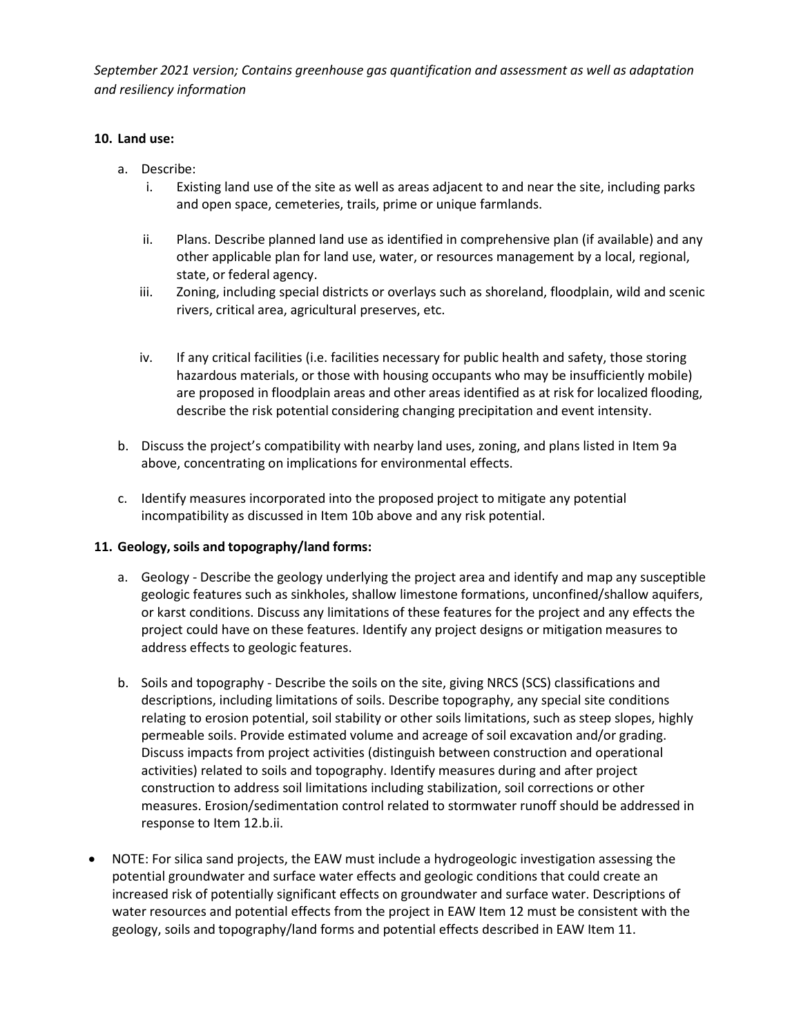*September 2021 version; Contains greenhouse gas quantification and assessment as well as adaptation and resiliency information*

**10. Land use:**

a. Describe:

   i. Existing land use of the site as well as areas adjacent to and near the site, including parks and open space, cemeteries, trails, prime or unique farmlands.

   ii. Plans. Describe planned land use as identified in comprehensive plan (if available) and any other applicable plan for land use, water, or resources management by a local, regional, state, or federal agency.

   iii. Zoning, including special districts or overlays such as shoreland, floodplain, wild and scenic rivers, critical area, agricultural preserves, etc.

   iv. If any critical facilities (i.e. facilities necessary for public health and safety, those storing hazardous materials, or those with housing occupants who may be insufficiently mobile) are proposed in floodplain areas and other areas identified as at risk for localized flooding, describe the risk potential considering changing precipitation and event intensity.

b. Discuss the project's compatibility with nearby land uses, zoning, and plans listed in Item 9a above, concentrating on implications for environmental effects.

c. Identify measures incorporated into the proposed project to mitigate any potential incompatibility as discussed in Item 10b above and any risk potential.

**11. Geology, soils and topography/land forms:**

a. Geology - Describe the geology underlying the project area and identify and map any susceptible geologic features such as sinkholes, shallow limestone formations, unconfined/shallow aquifers, or karst conditions. Discuss any limitations of these features for the project and any effects the project could have on these features. Identify any project designs or mitigation measures to address effects to geologic features.

b. Soils and topography - Describe the soils on the site, giving NRCS (SCS) classifications and descriptions, including limitations of soils. Describe topography, any special site conditions relating to erosion potential, soil stability or other soils limitations, such as steep slopes, highly permeable soils. Provide estimated volume and acreage of soil excavation and/or grading. Discuss impacts from project activities (distinguish between construction and operational activities) related to soils and topography. Identify measures during and after project construction to address soil limitations including stabilization, soil corrections or other measures. Erosion/sedimentation control related to stormwater runoff should be addressed in response to Item 12.b.ii.

- NOTE: For silica sand projects, the EAW must include a hydrogeologic investigation assessing the potential groundwater and surface water effects and geologic conditions that could create an increased risk of potentially significant effects on groundwater and surface water. Descriptions of water resources and potential effects from the project in EAW Item 12 must be consistent with the geology, soils and topography/land forms and potential effects described in EAW Item 11.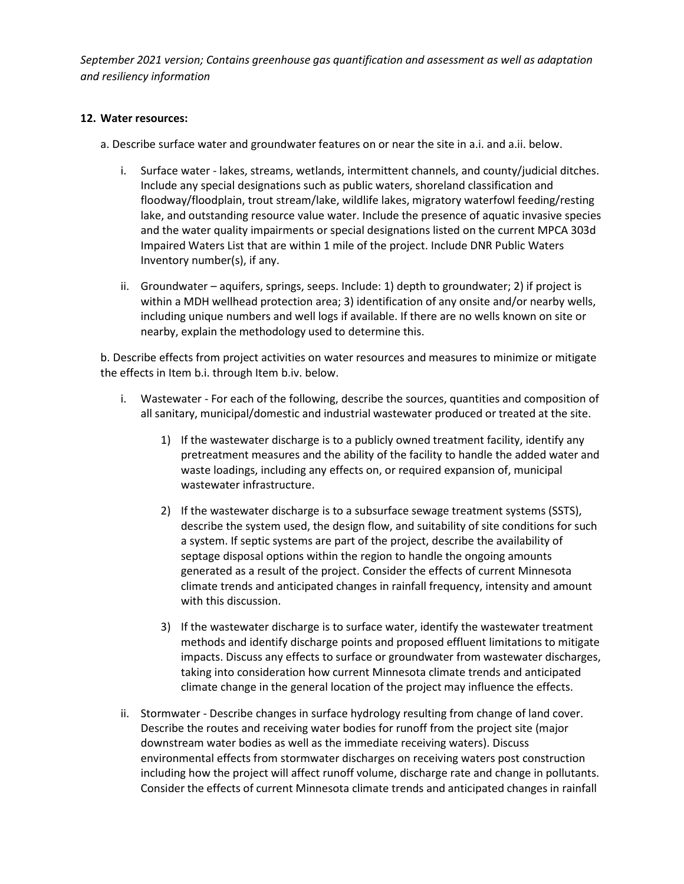*September 2021 version; Contains greenhouse gas quantification and assessment as well as adaptation and resiliency information*

**12. Water resources:**

a. Describe surface water and groundwater features on or near the site in a.i. and a.ii. below.

i. Surface water - lakes, streams, wetlands, intermittent channels, and county/judicial ditches. Include any special designations such as public waters, shoreland classification and floodway/floodplain, trout stream/lake, wildlife lakes, migratory waterfowl feeding/resting lake, and outstanding resource value water. Include the presence of aquatic invasive species and the water quality impairments or special designations listed on the current MPCA 303d Impaired Waters List that are within 1 mile of the project. Include DNR Public Waters Inventory number(s), if any.

ii. Groundwater – aquifers, springs, seeps. Include: 1) depth to groundwater; 2) if project is within a MDH wellhead protection area; 3) identification of any onsite and/or nearby wells, including unique numbers and well logs if available. If there are no wells known on site or nearby, explain the methodology used to determine this.

b. Describe effects from project activities on water resources and measures to minimize or mitigate the effects in Item b.i. through Item b.iv. below.

i. Wastewater - For each of the following, describe the sources, quantities and composition of all sanitary, municipal/domestic and industrial wastewater produced or treated at the site.

1) If the wastewater discharge is to a publicly owned treatment facility, identify any pretreatment measures and the ability of the facility to handle the added water and waste loadings, including any effects on, or required expansion of, municipal wastewater infrastructure.

2) If the wastewater discharge is to a subsurface sewage treatment systems (SSTS), describe the system used, the design flow, and suitability of site conditions for such a system. If septic systems are part of the project, describe the availability of septage disposal options within the region to handle the ongoing amounts generated as a result of the project. Consider the effects of current Minnesota climate trends and anticipated changes in rainfall frequency, intensity and amount with this discussion.

3) If the wastewater discharge is to surface water, identify the wastewater treatment methods and identify discharge points and proposed effluent limitations to mitigate impacts. Discuss any effects to surface or groundwater from wastewater discharges, taking into consideration how current Minnesota climate trends and anticipated climate change in the general location of the project may influence the effects.

ii. Stormwater - Describe changes in surface hydrology resulting from change of land cover. Describe the routes and receiving water bodies for runoff from the project site (major downstream water bodies as well as the immediate receiving waters). Discuss environmental effects from stormwater discharges on receiving waters post construction including how the project will affect runoff volume, discharge rate and change in pollutants. Consider the effects of current Minnesota climate trends and anticipated changes in rainfall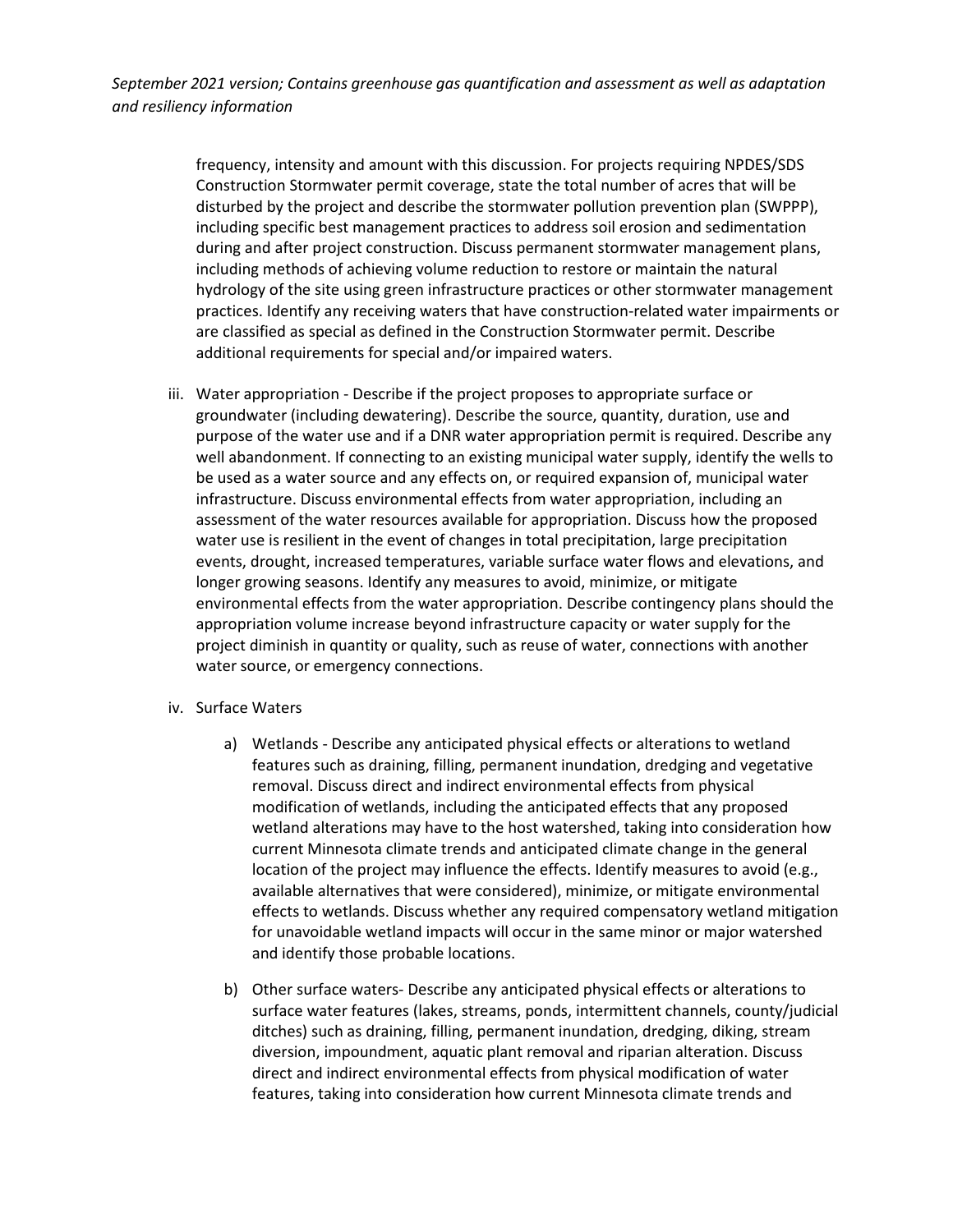frequency, intensity and amount with this discussion. For projects requiring NPDES/SDS Construction Stormwater permit coverage, state the total number of acres that will be disturbed by the project and describe the stormwater pollution prevention plan (SWPPP), including specific best management practices to address soil erosion and sedimentation during and after project construction. Discuss permanent stormwater management plans, including methods of achieving volume reduction to restore or maintain the natural hydrology of the site using green infrastructure practices or other stormwater management practices. Identify any receiving waters that have construction-related water impairments or are classified as special as defined in the Construction Stormwater permit. Describe additional requirements for special and/or impaired waters.

iii. Water appropriation - Describe if the project proposes to appropriate surface or groundwater (including dewatering). Describe the source, quantity, duration, use and purpose of the water use and if a DNR water appropriation permit is required. Describe any well abandonment. If connecting to an existing municipal water supply, identify the wells to be used as a water source and any effects on, or required expansion of, municipal water infrastructure. Discuss environmental effects from water appropriation, including an assessment of the water resources available for appropriation. Discuss how the proposed water use is resilient in the event of changes in total precipitation, large precipitation events, drought, increased temperatures, variable surface water flows and elevations, and longer growing seasons. Identify any measures to avoid, minimize, or mitigate environmental effects from the water appropriation. Describe contingency plans should the appropriation volume increase beyond infrastructure capacity or water supply for the project diminish in quantity or quality, such as reuse of water, connections with another water source, or emergency connections.

iv. Surface Waters

   a) Wetlands - Describe any anticipated physical effects or alterations to wetland features such as draining, filling, permanent inundation, dredging and vegetative removal. Discuss direct and indirect environmental effects from physical modification of wetlands, including the anticipated effects that any proposed wetland alterations may have to the host watershed, taking into consideration how current Minnesota climate trends and anticipated climate change in the general location of the project may influence the effects. Identify measures to avoid (e.g., available alternatives that were considered), minimize, or mitigate environmental effects to wetlands. Discuss whether any required compensatory wetland mitigation for unavoidable wetland impacts will occur in the same minor or major watershed and identify those probable locations.

   b) Other surface waters- Describe any anticipated physical effects or alterations to surface water features (lakes, streams, ponds, intermittent channels, county/judicial ditches) such as draining, filling, permanent inundation, dredging, diking, stream diversion, impoundment, aquatic plant removal and riparian alteration. Discuss direct and indirect environmental effects from physical modification of water features, taking into consideration how current Minnesota climate trends and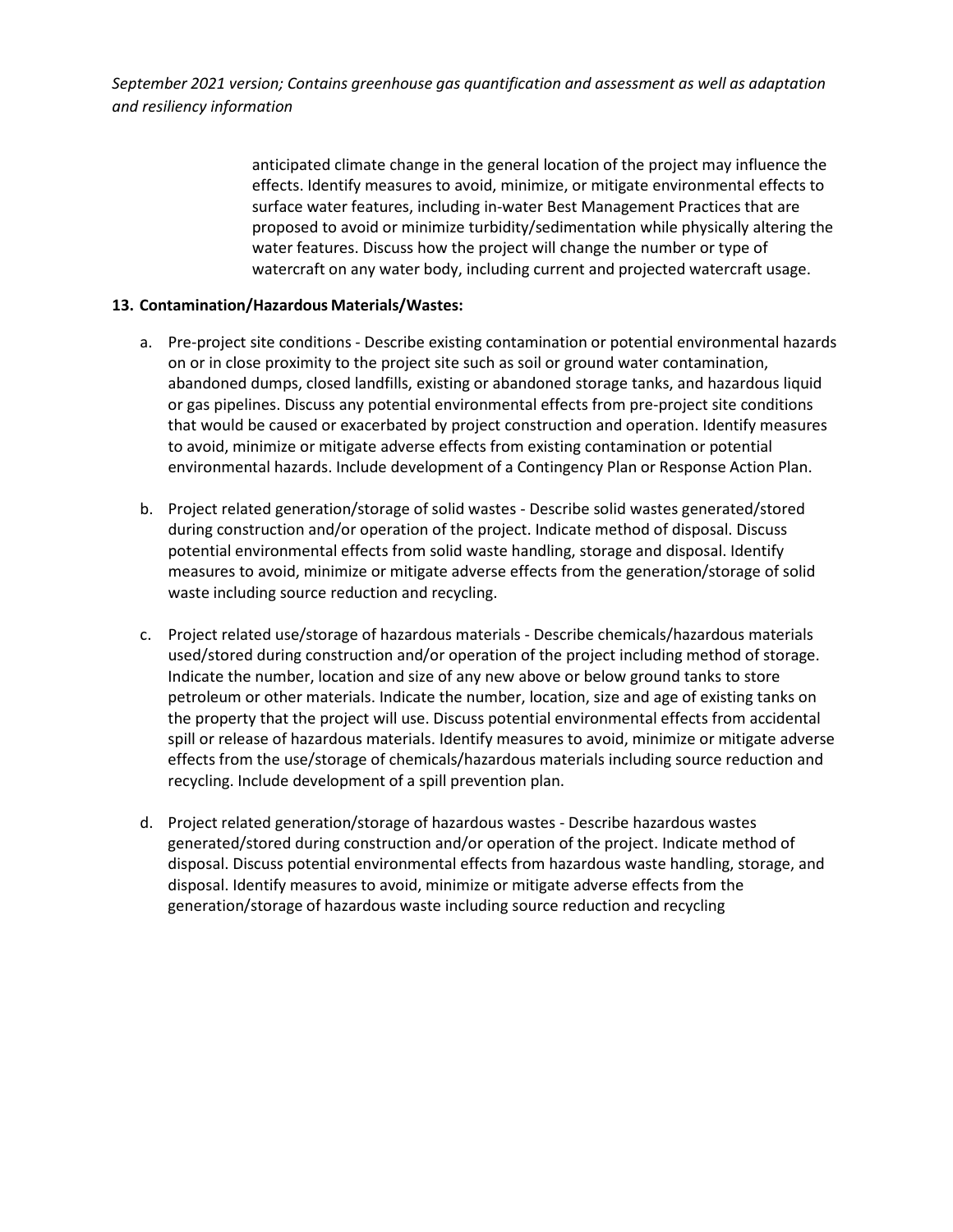anticipated climate change in the general location of the project may influence the effects. Identify measures to avoid, minimize, or mitigate environmental effects to surface water features, including in-water Best Management Practices that are proposed to avoid or minimize turbidity/sedimentation while physically altering the water features. Discuss how the project will change the number or type of watercraft on any water body, including current and projected watercraft usage.

**13. Contamination/Hazardous Materials/Wastes:**

a. Pre-project site conditions - Describe existing contamination or potential environmental hazards on or in close proximity to the project site such as soil or ground water contamination, abandoned dumps, closed landfills, existing or abandoned storage tanks, and hazardous liquid or gas pipelines. Discuss any potential environmental effects from pre-project site conditions that would be caused or exacerbated by project construction and operation. Identify measures to avoid, minimize or mitigate adverse effects from existing contamination or potential environmental hazards. Include development of a Contingency Plan or Response Action Plan.

b. Project related generation/storage of solid wastes - Describe solid wastes generated/stored during construction and/or operation of the project. Indicate method of disposal. Discuss potential environmental effects from solid waste handling, storage and disposal. Identify measures to avoid, minimize or mitigate adverse effects from the generation/storage of solid waste including source reduction and recycling.

c. Project related use/storage of hazardous materials - Describe chemicals/hazardous materials used/stored during construction and/or operation of the project including method of storage. Indicate the number, location and size of any new above or below ground tanks to store petroleum or other materials. Indicate the number, location, size and age of existing tanks on the property that the project will use. Discuss potential environmental effects from accidental spill or release of hazardous materials. Identify measures to avoid, minimize or mitigate adverse effects from the use/storage of chemicals/hazardous materials including source reduction and recycling. Include development of a spill prevention plan.

d. Project related generation/storage of hazardous wastes - Describe hazardous wastes generated/stored during construction and/or operation of the project. Indicate method of disposal. Discuss potential environmental effects from hazardous waste handling, storage, and disposal. Identify measures to avoid, minimize or mitigate adverse effects from the generation/storage of hazardous waste including source reduction and recycling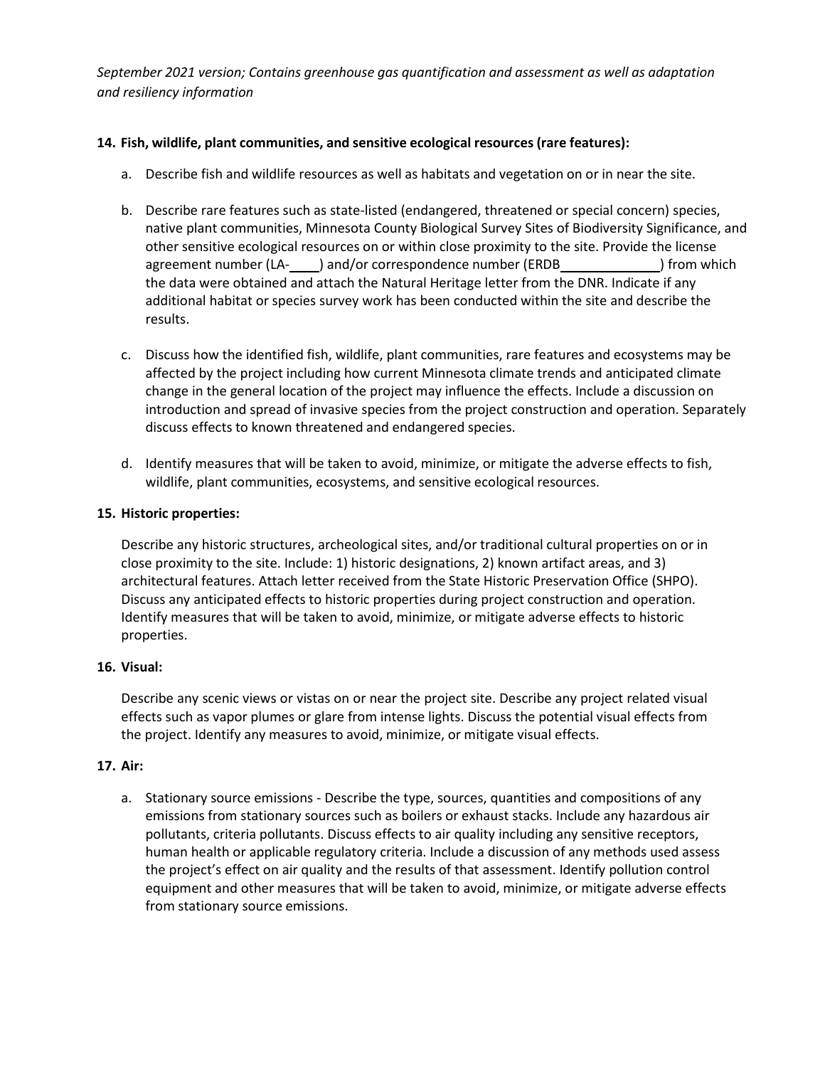*September 2021 version; Contains greenhouse gas quantification and assessment as well as adaptation and resiliency information*

**14. Fish, wildlife, plant communities, and sensitive ecological resources (rare features):**

a. Describe fish and wildlife resources as well as habitats and vegetation on or in near the site.

b. Describe rare features such as state-listed (endangered, threatened or special concern) species, native plant communities, Minnesota County Biological Survey Sites of Biodiversity Significance, and other sensitive ecological resources on or within close proximity to the site. Provide the license agreement number (LA-____) and/or correspondence number (ERDB____________) from which the data were obtained and attach the Natural Heritage letter from the DNR. Indicate if any additional habitat or species survey work has been conducted within the site and describe the results.

c. Discuss how the identified fish, wildlife, plant communities, rare features and ecosystems may be affected by the project including how current Minnesota climate trends and anticipated climate change in the general location of the project may influence the effects. Include a discussion on introduction and spread of invasive species from the project construction and operation. Separately discuss effects to known threatened and endangered species.

d. Identify measures that will be taken to avoid, minimize, or mitigate the adverse effects to fish, wildlife, plant communities, ecosystems, and sensitive ecological resources.

**15. Historic properties:**

Describe any historic structures, archeological sites, and/or traditional cultural properties on or in close proximity to the site. Include: 1) historic designations, 2) known artifact areas, and 3) architectural features. Attach letter received from the State Historic Preservation Office (SHPO). Discuss any anticipated effects to historic properties during project construction and operation. Identify measures that will be taken to avoid, minimize, or mitigate adverse effects to historic properties.

**16. Visual:**

Describe any scenic views or vistas on or near the project site. Describe any project related visual effects such as vapor plumes or glare from intense lights. Discuss the potential visual effects from the project. Identify any measures to avoid, minimize, or mitigate visual effects.

**17. Air:**

a. Stationary source emissions - Describe the type, sources, quantities and compositions of any emissions from stationary sources such as boilers or exhaust stacks. Include any hazardous air pollutants, criteria pollutants. Discuss effects to air quality including any sensitive receptors, human health or applicable regulatory criteria. Include a discussion of any methods used assess the project's effect on air quality and the results of that assessment. Identify pollution control equipment and other measures that will be taken to avoid, minimize, or mitigate adverse effects from stationary source emissions.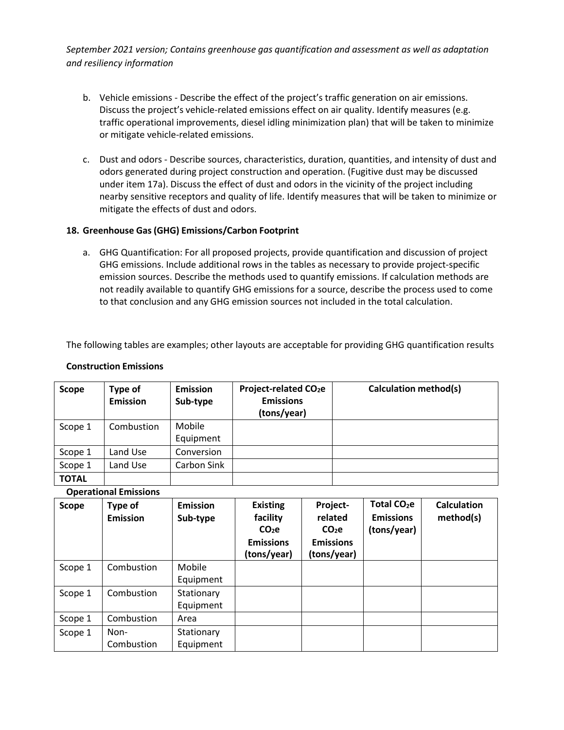*September 2021 version; Contains greenhouse gas quantification and assessment as well as adaptation and resiliency information*

b. Vehicle emissions - Describe the effect of the project's traffic generation on air emissions. Discuss the project's vehicle-related emissions effect on air quality. Identify measures (e.g. traffic operational improvements, diesel idling minimization plan) that will be taken to minimize or mitigate vehicle-related emissions.

c. Dust and odors - Describe sources, characteristics, duration, quantities, and intensity of dust and odors generated during project construction and operation. (Fugitive dust may be discussed under item 17a). Discuss the effect of dust and odors in the vicinity of the project including nearby sensitive receptors and quality of life. Identify measures that will be taken to minimize or mitigate the effects of dust and odors.

**18. Greenhouse Gas (GHG) Emissions/Carbon Footprint**

a. GHG Quantification: For all proposed projects, provide quantification and discussion of project GHG emissions. Include additional rows in the tables as necessary to provide project-specific emission sources. Describe the methods used to quantify emissions. If calculation methods are not readily available to quantify GHG emissions for a source, describe the process used to come to that conclusion and any GHG emission sources not included in the total calculation.

The following tables are examples; other layouts are acceptable for providing GHG quantification results

**Construction Emissions**

| Scope | Type of Emission | Emission Sub-type | Project-related $CO_2e$ Emissions (tons/year) | Calculation method(s) |
|---|---|---|---|---|
| Scope 1 | Combustion | Mobile Equipment | | |
| Scope 1 | Land Use | Conversion | | |
| Scope 1 | Land Use | Carbon Sink | | |
| **TOTAL** | | | | |

**Operational Emissions**

| Scope | Type of Emission | Emission Sub-type | Existing facility $CO_2e$ Emissions (tons/year) | Project-related $CO_2e$ Emissions (tons/year) | Total $CO_2e$ Emissions (tons/year) | Calculation method(s) |
|---|---|---|---|---|---|---|
| Scope 1 | Combustion | Mobile Equipment | | | | |
| Scope 1 | Combustion | Stationary Equipment | | | | |
| Scope 1 | Combustion | Area | | | | |
| Scope 1 | Non-Combustion | Stationary Equipment | | | | |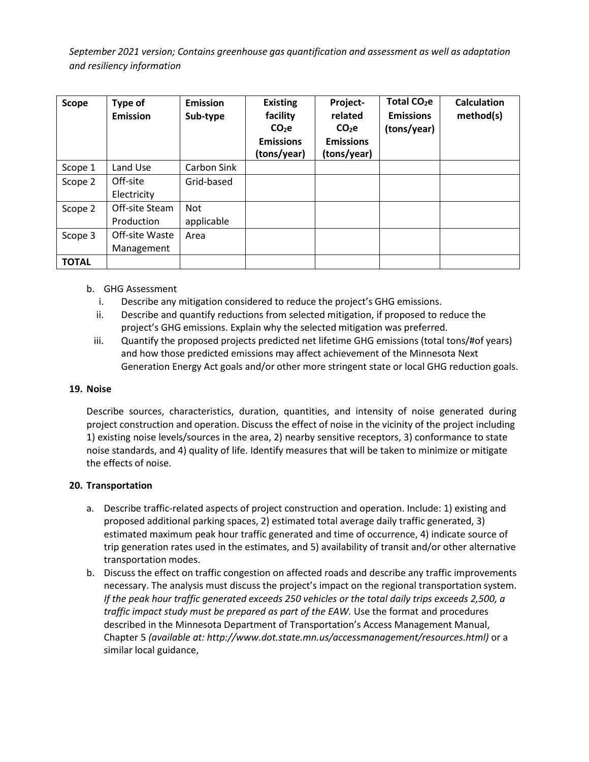*September 2021 version; Contains greenhouse gas quantification and assessment as well as adaptation and resiliency information*

| Scope | Type of Emission | Emission Sub-type | Existing facility $CO_2e$ Emissions (tons/year) | Project-related $CO_2e$ Emissions (tons/year) | Total $CO_2e$ Emissions (tons/year) | Calculation method(s) |
|---|---|---|---|---|---|---|
| Scope 1 | Land Use | Carbon Sink | | | | |
| Scope 2 | Off-site Electricity | Grid-based | | | | |
| Scope 2 | Off-site Steam Production | Not applicable | | | | |
| Scope 3 | Off-site Waste Management | Area | | | | |
| **TOTAL** | | | | | | |

b. GHG Assessment
   i. Describe any mitigation considered to reduce the project's GHG emissions.
   ii. Describe and quantify reductions from selected mitigation, if proposed to reduce the project's GHG emissions. Explain why the selected mitigation was preferred.
   iii. Quantify the proposed projects predicted net lifetime GHG emissions (total tons/#of years) and how those predicted emissions may affect achievement of the Minnesota Next Generation Energy Act goals and/or other more stringent state or local GHG reduction goals.

## 19. Noise

Describe sources, characteristics, duration, quantities, and intensity of noise generated during project construction and operation. Discuss the effect of noise in the vicinity of the project including 1) existing noise levels/sources in the area, 2) nearby sensitive receptors, 3) conformance to state noise standards, and 4) quality of life. Identify measures that will be taken to minimize or mitigate the effects of noise.

## 20. Transportation

a. Describe traffic-related aspects of project construction and operation. Include: 1) existing and proposed additional parking spaces, 2) estimated total average daily traffic generated, 3) estimated maximum peak hour traffic generated and time of occurrence, 4) indicate source of trip generation rates used in the estimates, and 5) availability of transit and/or other alternative transportation modes.
b. Discuss the effect on traffic congestion on affected roads and describe any traffic improvements necessary. The analysis must discuss the project's impact on the regional transportation system. *If the peak hour traffic generated exceeds 250 vehicles or the total daily trips exceeds 2,500, a traffic impact study must be prepared as part of the EAW.* Use the format and procedures described in the Minnesota Department of Transportation's Access Management Manual, Chapter 5 *(available at: http://www.dot.state.mn.us/accessmanagement/resources.html)* or a similar local guidance,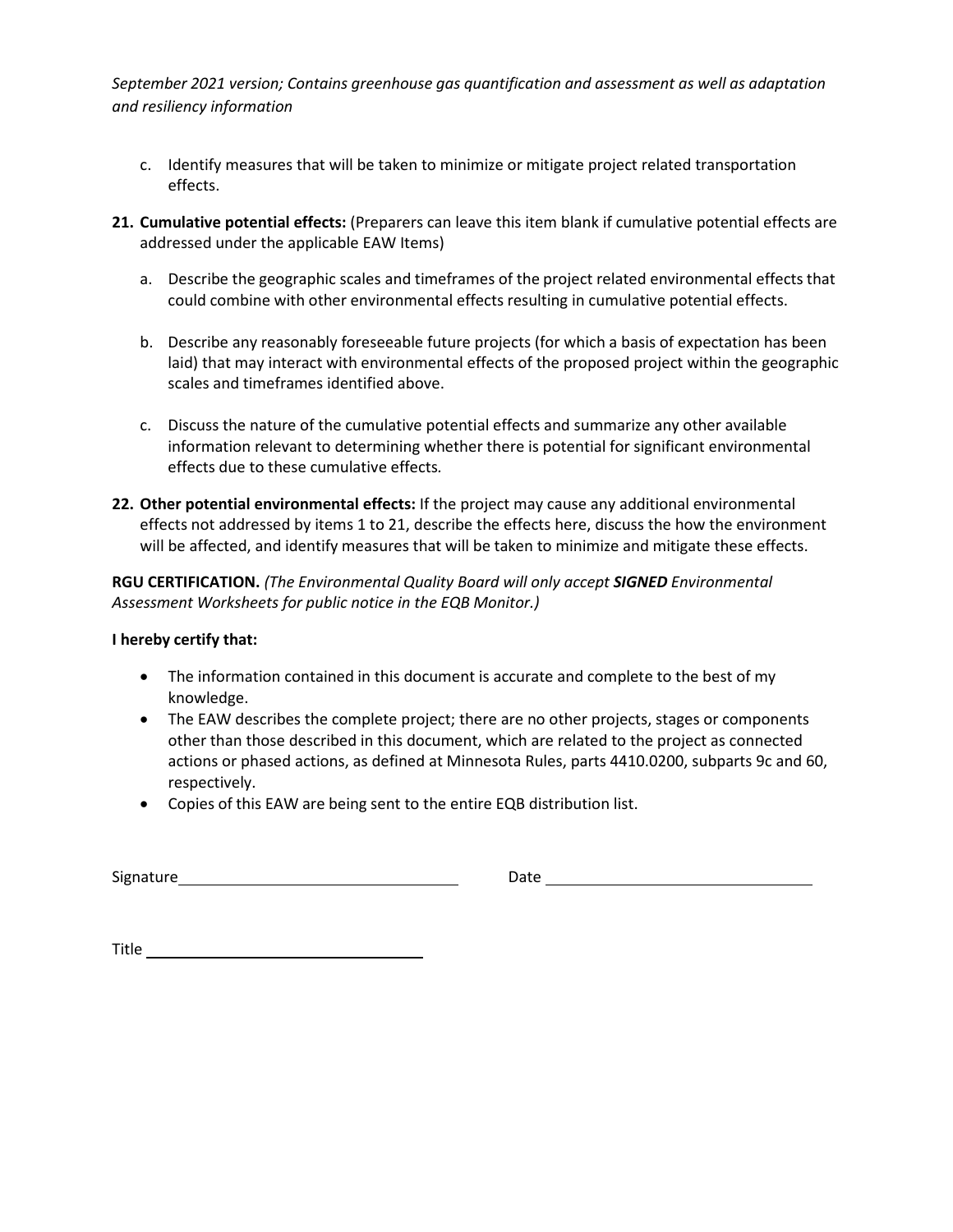*September 2021 version; Contains greenhouse gas quantification and assessment as well as adaptation and resiliency information*

c. Identify measures that will be taken to minimize or mitigate project related transportation effects.

**21. Cumulative potential effects:** (Preparers can leave this item blank if cumulative potential effects are addressed under the applicable EAW Items)

a. Describe the geographic scales and timeframes of the project related environmental effects that could combine with other environmental effects resulting in cumulative potential effects.

b. Describe any reasonably foreseeable future projects (for which a basis of expectation has been laid) that may interact with environmental effects of the proposed project within the geographic scales and timeframes identified above.

c. Discuss the nature of the cumulative potential effects and summarize any other available information relevant to determining whether there is potential for significant environmental effects due to these cumulative effects.

**22. Other potential environmental effects:** If the project may cause any additional environmental effects not addressed by items 1 to 21, describe the effects here, discuss the how the environment will be affected, and identify measures that will be taken to minimize and mitigate these effects.

**RGU CERTIFICATION.** *(The Environmental Quality Board will only accept **SIGNED** Environmental Assessment Worksheets for public notice in the EQB Monitor.)*

**I hereby certify that:**

- The information contained in this document is accurate and complete to the best of my knowledge.
- The EAW describes the complete project; there are no other projects, stages or components other than those described in this document, which are related to the project as connected actions or phased actions, as defined at Minnesota Rules, parts 4410.0200, subparts 9c and 60, respectively.
- Copies of this EAW are being sent to the entire EQB distribution list.

Signature \_\_\_\_\_\_\_\_\_\_\_\_\_\_\_\_\_\_\_\_\_\_\_\_\_\_\_\_\_\_ Date \_\_\_\_\_\_\_\_\_\_\_\_\_\_\_\_\_\_\_\_\_\_\_\_\_\_\_\_\_\_

Title \_\_\_\_\_\_\_\_\_\_\_\_\_\_\_\_\_\_\_\_\_\_\_\_\_\_\_\_\_\_